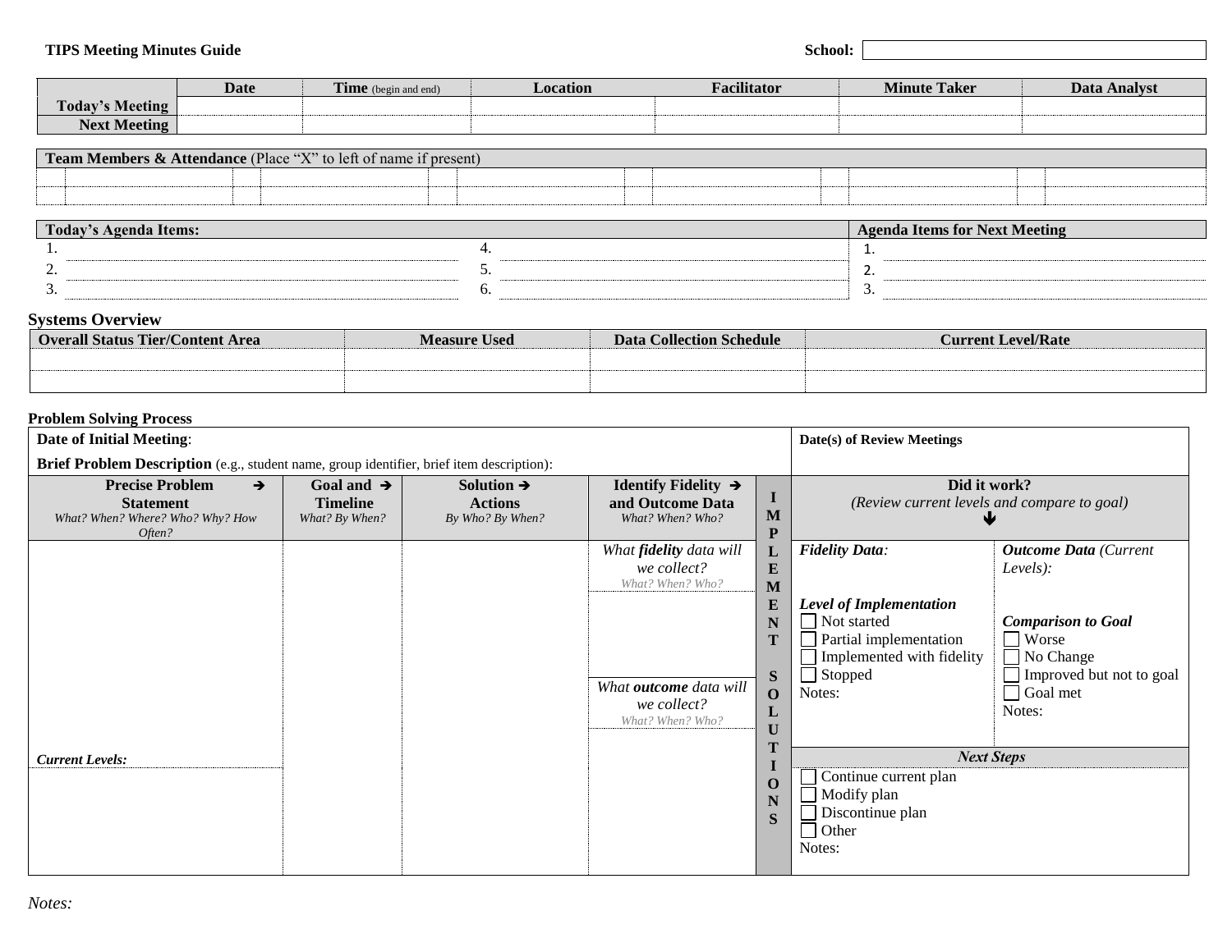**TIPS Meeting Minutes Guide**

**School:**

| | Date | Time (begin and end) | Location | Facilitator | Minute Taker | Data Analyst |
|---|---|---|---|---|---|---|
| **Today's Meeting** | | | | | | |
| **Next Meeting** | | | | | | |

| **Team Members & Attendance** (Place "X" to left of name if present) | | | | | | | | | | | |
|---|---|---|---|---|---|---|---|---|---|---|---|
| | | | | | | | | | | | |
| | | | | | | | | | | | |

| **Today's Agenda Items:** | | **Agenda Items for Next Meeting** |
|---|---|---|
| 1. | 4. | 1. |
| 2. | 5. | 2. |
| 3. | 6. | 3. |

## Systems Overview

| Overall Status Tier/Content Area | Measure Used | Data Collection Schedule | Current Level/Rate |
|---|---|---|---|
| | | | |
| | | | |

### Problem Solving Process

**Date of Initial Meeting**:

**Brief Problem Description** (e.g., student name, group identifier, brief item description):

**Date(s) of Review Meetings**

| **Precise Problem Statement** → *What? When? Where? Who? Why? How Often?* | **Goal and Timeline** → *What? By When?* | **Solution Actions** → *By Who? By When?* | **Identify Fidelity and Outcome Data** → *What? When? Who?* | **IMPLEMENT SOLUTIONS** | **Did it work?** *(Review current levels and compare to goal)* ↓ | |
|---|---|---|---|---|---|---|
| | | | *What **fidelity** data will we collect?* *What? When? Who?* | | ***Fidelity Data**:* <br> ***Level of Implementation*** <br> ☐ Not started <br> ☐ Partial implementation <br> ☐ Implemented with fidelity <br> ☐ Stopped <br> Notes: | ***Outcome Data** (Current Levels):* <br> ***Comparison to Goal*** <br> ☐ Worse <br> ☐ No Change <br> ☐ Improved but not to goal <br> ☐ Goal met <br> Notes: |
| | | | *What **outcome** data will we collect?* *What? When? Who?* | | ***Next Steps*** | |
| ***Current Levels:*** | | | | | ☐ Continue current plan <br> ☐ Modify plan <br> ☐ Discontinue plan <br> ☐ Other <br> Notes: | |

*Notes:*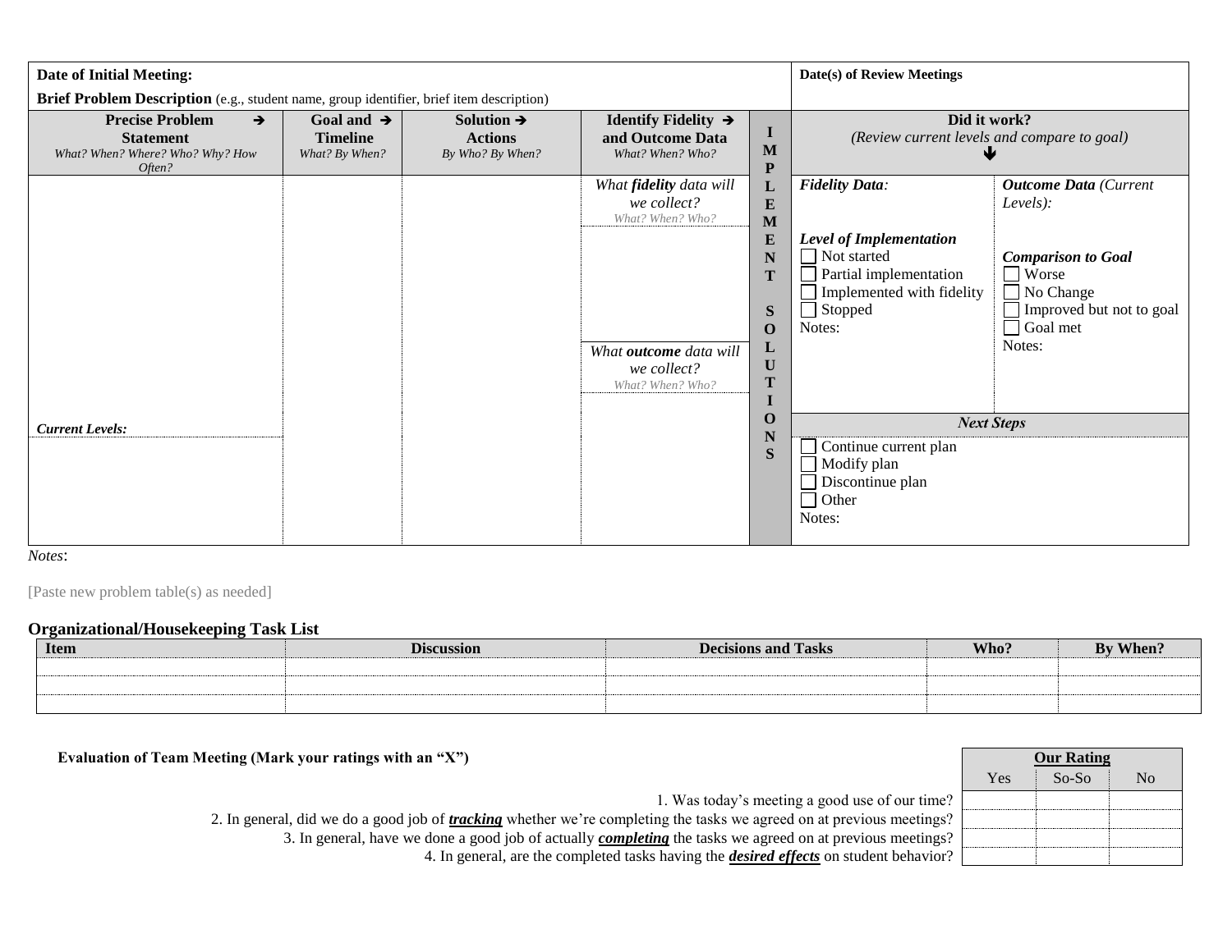| Date of Initial Meeting:<br>**Brief Problem Description** (e.g., student name, group identifier, brief item description) | | | | | Date(s) of Review Meetings | |
|---|---|---|---|---|---|---|
| **Precise Problem Statement** ➔<br>*What? When? Where? Who? Why? How Often?* | **Goal and Timeline** ➔<br>*What? By When?* | **Solution Actions** ➔<br>*By Who? By When?* | **Identify Fidelity and Outcome Data** ➔<br>*What? When? Who?* | **IMPLEMENT SOLUTIONS** | **Did it work?**<br>*(Review current levels and compare to goal)*<br>🡇 | |
| | | | *What **fidelity** data will we collect?*<br>*What? When? Who?* | | ***Fidelity Data**:*<br><br>***Level of Implementation***<br>☐ Not started<br>☐ Partial implementation<br>☐ Implemented with fidelity<br>☐ Stopped<br>Notes: | ***Outcome Data** (Current Levels):*<br><br>***Comparison to Goal***<br>☐ Worse<br>☐ No Change<br>☐ Improved but not to goal<br>☐ Goal met<br>Notes: |
| | | | *What **outcome** data will we collect?*<br>*What? When? Who?* | | | |
| ***Current Levels:*** | | | | | ***Next Steps***<br>☐ Continue current plan<br>☐ Modify plan<br>☐ Discontinue plan<br>☐ Other<br>Notes: | |

*Notes*:

[Paste new problem table(s) as needed]

## Organizational/Housekeeping Task List

| Item | Discussion | Decisions and Tasks | Who? | By When? |
|---|---|---|---|---|
| | | | | |
| | | | | |
| | | | | |

**Evaluation of Team Meeting (Mark your ratings with an "X")**

| | Our Rating | | |
|---|---|---|---|
| | Yes | So-So | No |
| 1. Was today's meeting a good use of our time? | | | |
| 2. In general, did we do a good job of ***tracking*** whether we're completing the tasks we agreed on at previous meetings? | | | |
| 3. In general, have we done a good job of actually ***completing*** the tasks we agreed on at previous meetings? | | | |
| 4. In general, are the completed tasks having the ***desired effects*** on student behavior? | | | |